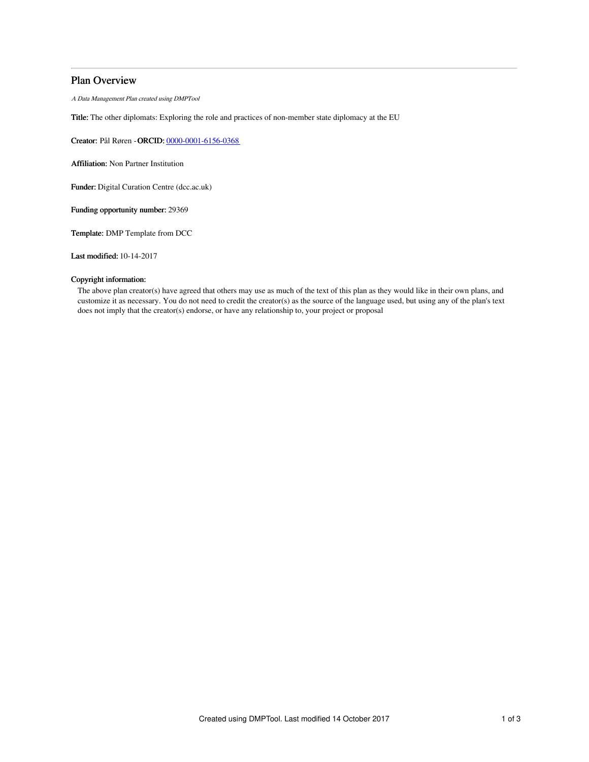# Plan Overview

*A Data Management Plan created using DMPTool*

**Title:** The other diplomats: Exploring the role and practices of non-member state diplomacy at the EU

**Creator:** Pål Røren -**ORCID:** 0000-0001-6156-0368

**Affiliation:** Non Partner Institution

**Funder:** Digital Curation Centre (dcc.ac.uk)

**Funding opportunity number:** 29369

**Template:** DMP Template from DCC

**Last modified:** 10-14-2017

**Copyright information:**

The above plan creator(s) have agreed that others may use as much of the text of this plan as they would like in their own plans, and customize it as necessary. You do not need to credit the creator(s) as the source of the language used, but using any of the plan's text does not imply that the creator(s) endorse, or have any relationship to, your project or proposal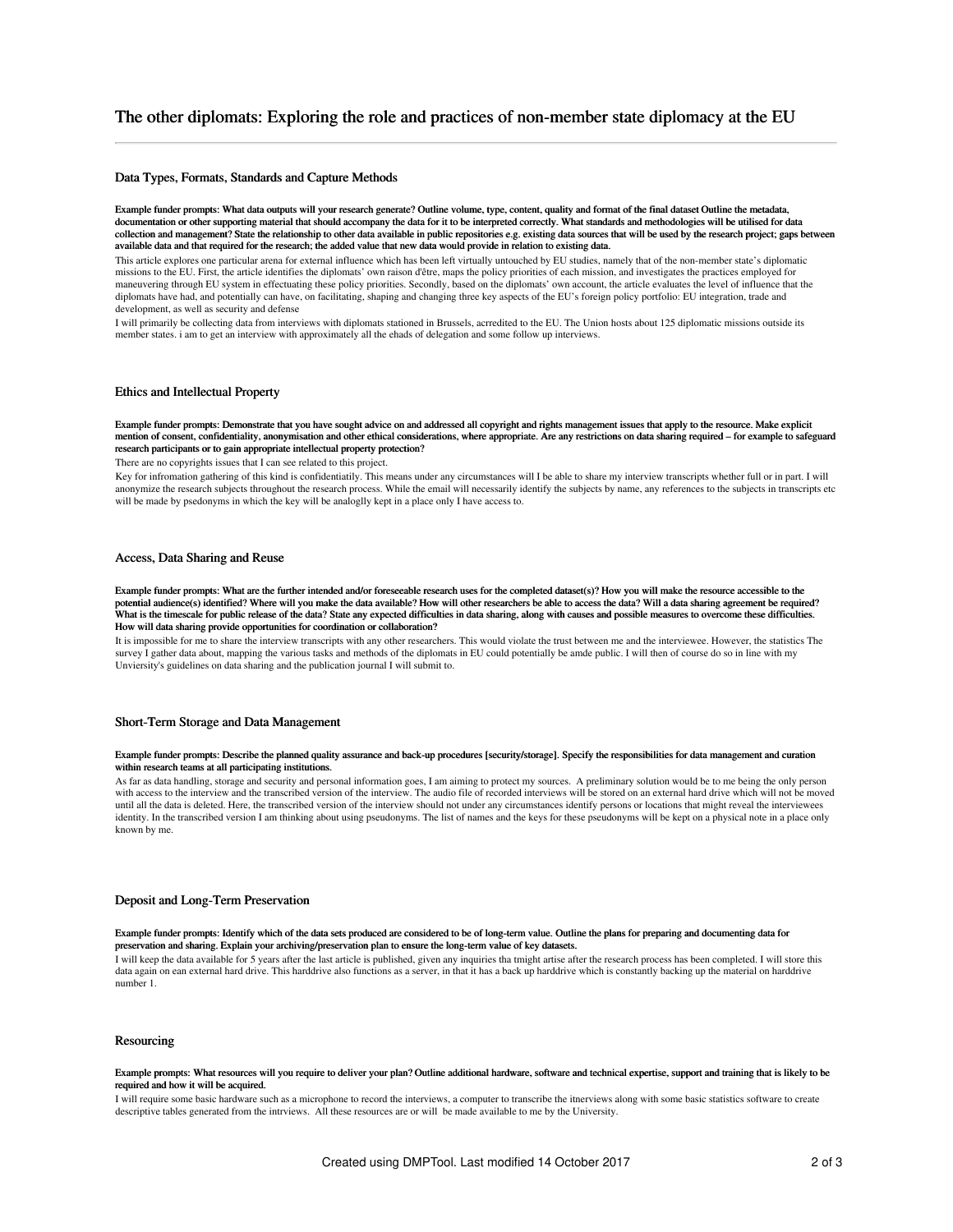# The other diplomats: Exploring the role and practices of non-member state diplomacy at the EU

## Data Types, Formats, Standards and Capture Methods

**Example funder prompts: What data outputs will your research generate? Outline volume, type, content, quality and format of the final dataset Outline the metadata, documentation or other supporting material that should accompany the data for it to be interpreted correctly. What standards and methodologies will be utilised for data collection and management? State the relationship to other data available in public repositories e.g. existing data sources that will be used by the research project; gaps between available data and that required for the research; the added value that new data would provide in relation to existing data.**

This article explores one particular arena for external influence which has been left virtually untouched by EU studies, namely that of the non-member state's diplomatic missions to the EU. First, the article identifies the diplomats' own raison d'être, maps the policy priorities of each mission, and investigates the practices employed for maneuvering through EU system in effectuating these policy priorities. Secondly, based on the diplomats' own account, the article evaluates the level of influence that the diplomats have had, and potentially can have, on facilitating, shaping and changing three key aspects of the EU's foreign policy portfolio: EU integration, trade and development, as well as security and defense

I will primarily be collecting data from interviews with diplomats stationed in Brussels, acrredited to the EU. The Union hosts about 125 diplomatic missions outside its member states. i am to get an interview with approximately all the ehads of delegation and some follow up interviews.

## Ethics and Intellectual Property

**Example funder prompts: Demonstrate that you have sought advice on and addressed all copyright and rights management issues that apply to the resource. Make explicit mention of consent, confidentiality, anonymisation and other ethical considerations, where appropriate. Are any restrictions on data sharing required – for example to safeguard research participants or to gain appropriate intellectual property protection?**

There are no copyrights issues that I can see related to this project.

Key for infromation gathering of this kind is confidentiatily. This means under any circumstances will I be able to share my interview transcripts whether full or in part. I will anonymize the research subjects throughout the research process. While the email will necessarily identify the subjects by name, any references to the subjects in transcripts etc will be made by psedonyms in which the key will be analoglly kept in a place only I have access to.

## Access, Data Sharing and Reuse

**Example funder prompts: What are the further intended and/or foreseeable research uses for the completed dataset(s)? How you will make the resource accessible to the potential audience(s) identified? Where will you make the data available? How will other researchers be able to access the data? Will a data sharing agreement be required? What is the timescale for public release of the data? State any expected difficulties in data sharing, along with causes and possible measures to overcome these difficulties. How will data sharing provide opportunities for coordination or collaboration?**

It is impossible for me to share the interview transcripts with any other researchers. This would violate the trust between me and the interviewee. However, the statistics The survey I gather data about, mapping the various tasks and methods of the diplomats in EU could potentially be amde public. I will then of course do so in line with my Unviersity's guidelines on data sharing and the publication journal I will submit to.

## Short-Term Storage and Data Management

**Example funder prompts: Describe the planned quality assurance and back-up procedures [security/storage]. Specify the responsibilities for data management and curation within research teams at all participating institutions.**

As far as data handling, storage and security and personal information goes, I am aiming to protect my sources. A preliminary solution would be to me being the only person with access to the interview and the transcribed version of the interview. The audio file of recorded interviews will be stored on an external hard drive which will not be moved until all the data is deleted. Here, the transcribed version of the interview should not under any circumstances identify persons or locations that might reveal the interviewees identity. In the transcribed version I am thinking about using pseudonyms. The list of names and the keys for these pseudonyms will be kept on a physical note in a place only known by me.

## Deposit and Long-Term Preservation

**Example funder prompts: Identify which of the data sets produced are considered to be of long-term value. Outline the plans for preparing and documenting data for preservation and sharing. Explain your archiving/preservation plan to ensure the long-term value of key datasets.**

I will keep the data available for 5 years after the last article is published, given any inquiries tha tmight artise after the research process has been completed. I will store this data again on ean external hard drive. This harddrive also functions as a server, in that it has a back up harddrive which is constantly backing up the material on harddrive number 1.

## Resourcing

**Example prompts: What resources will you require to deliver your plan? Outline additional hardware, software and technical expertise, support and training that is likely to be required and how it will be acquired.**

I will require some basic hardware such as a microphone to record the interviews, a computer to transcribe the itnerviews along with some basic statistics software to create descriptive tables generated from the intrviews. All these resources are or will be made available to me by the University.